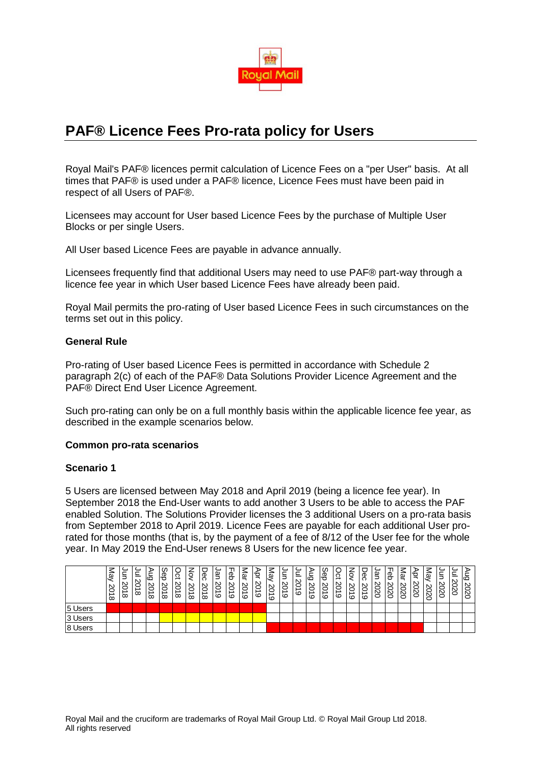# PAF® Licence Fees Pro-rata policy for Users

Royal Mail's PAF® licences permit calculation of Licence Fees on a "per User" basis. At all times that PAF® is used under a PAF® licence, Licence Fees must have been paid in respect of all Users of PAF®.

Licensees may account for User based Licence Fees by the purchase of Multiple User Blocks or per single Users.

All User based Licence Fees are payable in advance annually.

Licensees frequently find that additional Users may need to use PAF® part-way through a licence fee year in which User based Licence Fees have already been paid.

Royal Mail permits the pro-rating of User based Licence Fees in such circumstances on the terms set out in this policy.

**General Rule**

Pro-rating of User based Licence Fees is permitted in accordance with Schedule 2 paragraph 2(c) of each of the PAF® Data Solutions Provider Licence Agreement and the PAF® Direct End User Licence Agreement.

Such pro-rating can only be on a full monthly basis within the applicable licence fee year, as described in the example scenarios below.

**Common pro-rata scenarios**

**Scenario 1**

5 Users are licensed between May 2018 and April 2019 (being a licence fee year). In September 2018 the End-User wants to add another 3 Users to be able to access the PAF enabled Solution. The Solutions Provider licenses the 3 additional Users on a pro-rata basis from September 2018 to April 2019. Licence Fees are payable for each additional User pro-rated for those months (that is, by the payment of a fee of 8/12 of the User fee for the whole year. In May 2019 the End-User renews 8 Users for the new licence fee year.

| | May 2018 | Jun 2018 | Jul 2018 | Aug 2018 | Sep 2018 | Oct 2018 | Nov 2018 | Dec 2018 | Jan 2019 | Feb 2019 | Mar 2019 | Apr 2019 | May 2019 | Jun 2019 | Jul 2019 | Aug 2019 | Sep 2019 | Oct 2019 | Nov 2019 | Dec 2019 | Jan 2020 | Feb 2020 | Mar 2020 | Apr 2020 | May 2020 | Jun 2020 | Jul 2020 | Aug 2020 |
|---|---|---|---|---|---|---|---|---|---|---|---|---|---|---|---|---|---|---|---|---|---|---|---|---|---|---|---|---|
| 5 Users | ■ | ■ | ■ | ■ | ■ | ■ | ■ | ■ | ■ | ■ | ■ | ■ | | | | | | | | | | | | | | | | |
| 3 Users | | | | | ■ | ■ | ■ | ■ | ■ | ■ | ■ | ■ | | | | | | | | | | | | | | | | |
| 8 Users | | | | | | | | | | | | | ■ | ■ | ■ | ■ | ■ | ■ | ■ | ■ | ■ | ■ | ■ | ■ | | | | |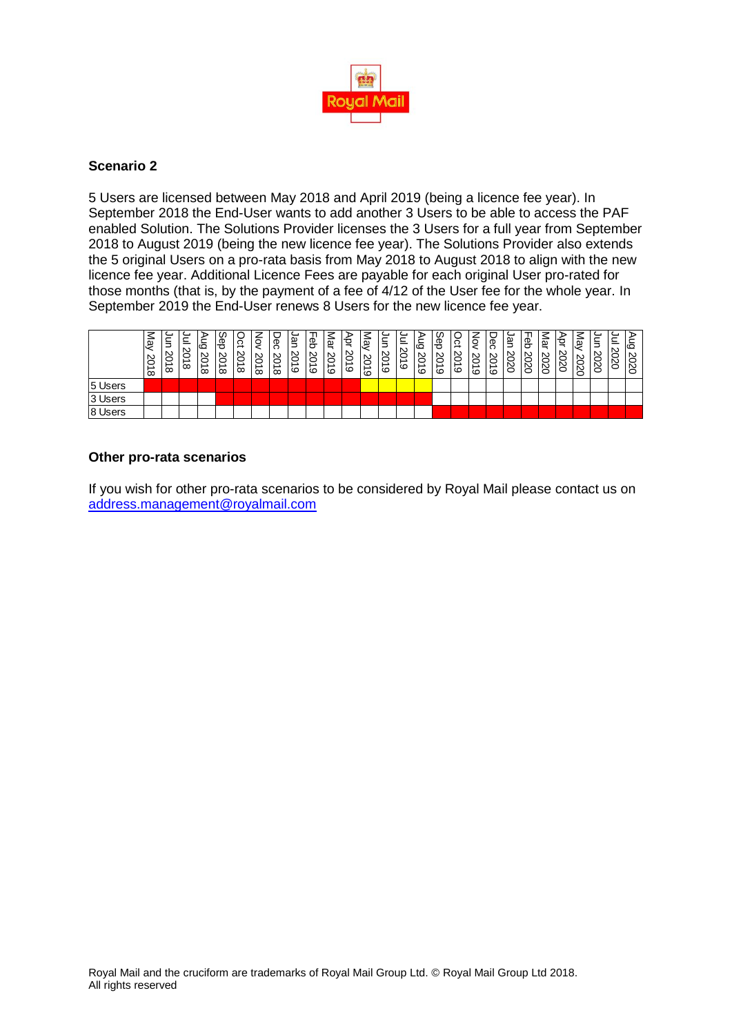### Scenario 2

5 Users are licensed between May 2018 and April 2019 (being a licence fee year). In September 2018 the End-User wants to add another 3 Users to be able to access the PAF enabled Solution. The Solutions Provider licenses the 3 Users for a full year from September 2018 to August 2019 (being the new licence fee year). The Solutions Provider also extends the 5 original Users on a pro-rata basis from May 2018 to August 2018 to align with the new licence fee year. Additional Licence Fees are payable for each original User pro-rated for those months (that is, by the payment of a fee of 4/12 of the User fee for the whole year. In September 2019 the End-User renews 8 Users for the new licence fee year.

| | May 2018 | Jun 2018 | Jul 2018 | Aug 2018 | Sep 2018 | Oct 2018 | Nov 2018 | Dec 2018 | Jan 2019 | Feb 2019 | Mar 2019 | Apr 2019 | May 2019 | Jun 2019 | Jul 2019 | Aug 2019 | Sep 2019 | Oct 2019 | Nov 2019 | Dec 2019 | Jan 2020 | Feb 2020 | Mar 2020 | Apr 2020 | May 2020 | Jun 2020 | Jul 2020 | Aug 2020 |
|---|---|---|---|---|---|---|---|---|---|---|---|---|---|---|---|---|---|---|---|---|---|---|---|---|---|---|---|---|
| 5 Users | | | | | | | | | | | | | | | | | | | | | | | | | | | | |
| 3 Users | | | | | | | | | | | | | | | | | | | | | | | | | | | | |
| 8 Users | | | | | | | | | | | | | | | | | | | | | | | | | | | | |

### Other pro-rata scenarios

If you wish for other pro-rata scenarios to be considered by Royal Mail please contact us on address.management@royalmail.com